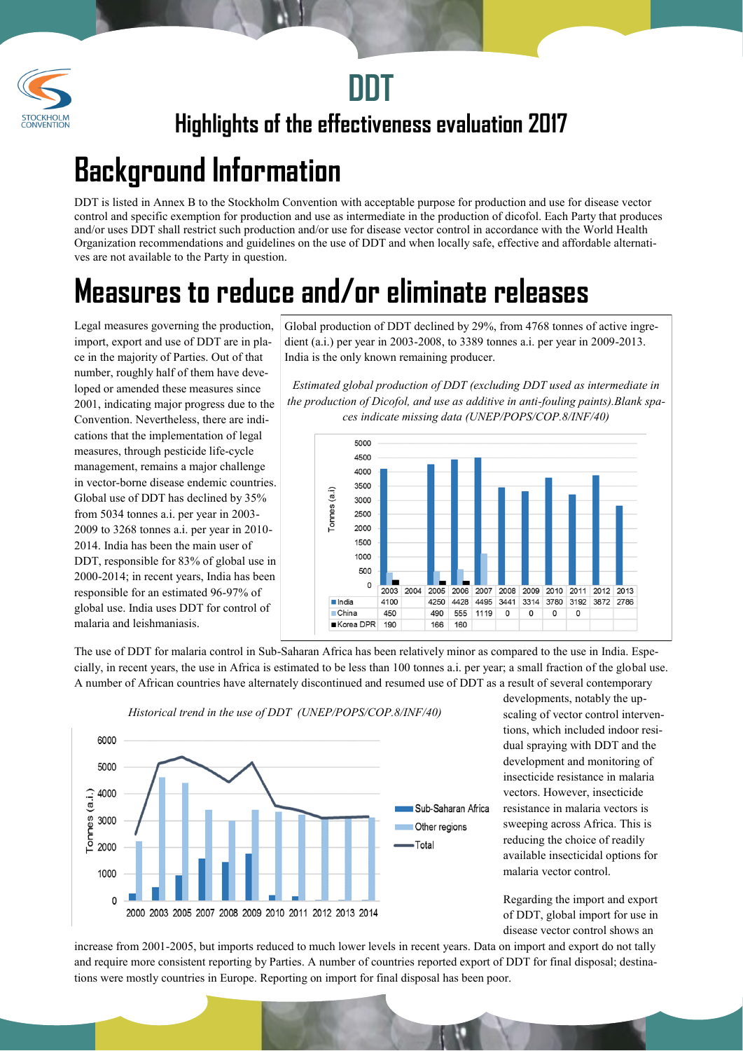# DDT

## Highlights of the effectiveness evaluation 2017

# Background Information

DDT is listed in Annex B to the Stockholm Convention with acceptable purpose for production and use for disease vector control and specific exemption for production and use as intermediate in the production of dicofol. Each Party that produces and/or uses DDT shall restrict such production and/or use for disease vector control in accordance with the World Health Organization recommendations and guidelines on the use of DDT and when locally safe, effective and affordable alternatives are not available to the Party in question.

# Measures to reduce and/or eliminate releases

Legal measures governing the production, import, export and use of DDT are in place in the majority of Parties. Out of that number, roughly half of them have developed or amended these measures since 2001, indicating major progress due to the Convention. Nevertheless, there are indications that the implementation of legal measures, through pesticide life-cycle management, remains a major challenge in vector-borne disease endemic countries. Global use of DDT has declined by 35% from 5034 tonnes a.i. per year in 2003-2009 to 3268 tonnes a.i. per year in 2010-2014. India has been the main user of DDT, responsible for 83% of global use in 2000-2014; in recent years, India has been responsible for an estimated 96-97% of global use. India uses DDT for control of malaria and leishmaniasis.

Global production of DDT declined by 29%, from 4768 tonnes of active ingredient (a.i.) per year in 2003-2008, to 3389 tonnes a.i. per year in 2009-2013. India is the only known remaining producer.

*Estimated global production of DDT (excluding DDT used as intermediate in the production of Dicofol, and use as additive in anti-fouling paints).Blank spaces indicate missing data (UNEP/POPS/COP.8/INF/40)*

| Tonnes (a.i) | 2003 | 2004 | 2005 | 2006 | 2007 | 2008 | 2009 | 2010 | 2011 | 2012 | 2013 |
|---|---|---|---|---|---|---|---|---|---|---|---|
| India | 4100 | | 4250 | 4428 | 4495 | 3441 | 3314 | 3780 | 3192 | 3872 | 2786 |
| China | 450 | | 490 | 555 | 1119 | 0 | 0 | 0 | 0 | | |
| Korea DPR | 190 | | 166 | 160 | | | | | | | |

The use of DDT for malaria control in Sub-Saharan Africa has been relatively minor as compared to the use in India. Especially, in recent years, the use in Africa is estimated to be less than 100 tonnes a.i. per year; a small fraction of the global use. A number of African countries have alternately discontinued and resumed use of DDT as a result of several contemporary developments, notably the up-scaling of vector control interventions, which included indoor residual spraying with DDT and the development and monitoring of insecticide resistance in malaria vectors. However, insecticide resistance in malaria vectors is sweeping across Africa. This is reducing the choice of readily available insecticidal options for malaria vector control.

*Historical trend in the use of DDT (UNEP/POPS/COP.8/INF/40)*

Regarding the import and export of DDT, global import for use in disease vector control shows an increase from 2001-2005, but imports reduced to much lower levels in recent years. Data on import and export do not tally and require more consistent reporting by Parties. A number of countries reported export of DDT for final disposal; destinations were mostly countries in Europe. Reporting on import for final disposal has been poor.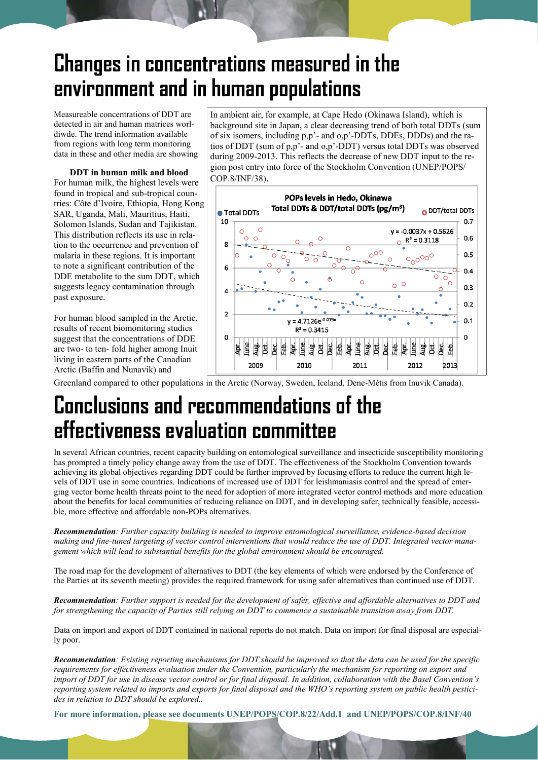# Changes in concentrations measured in the environment and in human populations

Measureable concentrations of DDT are detected in air and human matrices worldiwde. The trend information available from regions with long term monitoring data in these and other media are showing

**DDT in human milk and blood**

For human milk, the highest levels were found in tropical and sub-tropical countries: Côte d'Ivoire, Ethiopia, Hong Kong SAR, Uganda, Mali, Mauritius, Haiti, Solomon Islands, Sudan and Tajikistan. This distribution reflects its use in relation to the occurrence and prevention of malaria in these regions. It is important to note a significant contribution of the DDE metabolite to the sum DDT, which suggests legacy contamination through past exposure.

For human blood sampled in the Arctic, results of recent biomonitoring studies suggest that the concentrations of DDE are two- to ten- fold higher among Inuit living in eastern parts of the Canadian Arctic (Baffin and Nunavik) and Greenland compared to other populations in the Arctic (Norway, Sweden, Iceland, Dene-Métis from Inuvik Canada).

In ambient air, for example, at Cape Hedo (Okinawa Island), which is background site in Japan, a clear decreasing trend of both total DDTs (sum of six isomers, including p,p'- and o,p'-DDTs, DDEs, DDDs) and the ratios of DDT (sum of p,p'- and o,p'-DDT) versus total DDTs was observed during 2009-2013. This reflects the decrease of new DDT input to the region post entry into force of the Stockholm Convention (UNEP/POPS/COP.8/INF/38).

POPs levels in Hedo, Okinawa

Total DDTs & DDT/total DDTs (pg/m³)

Total DDTs

DDT/total DDTs

$y = -0.0037x + 0.5626$

$R^2 = 0.3118$

$y = 4.7126e^{-0.019x}$

$R^2 = 0.3415$

10, 8, 6, 4, 2, 0

0.7, 0.6, 0.5, 0.4, 0.3, 0.2, 0.1, 0

Apr. June Aug. Oct. Dec. Feb. Apr. June Aug. Oct. Dec. Feb. Apr. June Aug. Oct. Dec. Feb. Apr. June Aug. Oct. Dec. Feb.

2009 2010 2011 2012 2013

# Conclusions and recommendations of the effectiveness evaluation committee

In several African countries, recent capacity building on entomological surveillance and insecticide susceptibility monitoring has prompted a timely policy change away from the use of DDT. The effectiveness of the Stockholm Convention towards achieving its global objectives regarding DDT could be further improved by focusing efforts to reduce the current high levels of DDT use in some countries. Indications of increased use of DDT for leishmaniasis control and the spread of emerging vector borne health threats point to the need for adoption of more integrated vector control methods and more education about the benefits for local communities of reducing reliance on DDT, and in developing safer, technically feasible, accessible, more effective and affordable non-POPs alternatives.

***Recommendation**: Further capacity building is needed to improve entomological surveillance, evidence-based decision making and fine-tuned targeting of vector control interventions that would reduce the use of DDT. Integrated vector management which will lead to substantial benefits for the global environment should be encouraged.*

The road map for the development of alternatives to DDT (the key elements of which were endorsed by the Conference of the Parties at its seventh meeting) provides the required framework for using safer alternatives than continued use of DDT.

***Recommendation**: Further support is needed for the development of safer, effective and affordable alternatives to DDT and for strengthening the capacity of Parties still relying on DDT to commence a sustainable transition away from DDT.*

Data on import and export of DDT contained in national reports do not match. Data on import for final disposal are especially poor.

***Recommendation**: Existing reporting mechanisms for DDT should be improved so that the data can be used for the specific requirements for effectiveness evaluation under the Convention, particularly the mechanism for reporting on export and import of DDT for use in disease vector control or for final disposal. In addition, collaboration with the Basel Convention's reporting system related to imports and exports for final disposal and the WHO's reporting system on public health pesticides in relation to DDT should be explored..*

**For more information, please see documents UNEP/POPS/COP.8/22/Add.1 and UNEP/POPS/COP.8/INF/40**